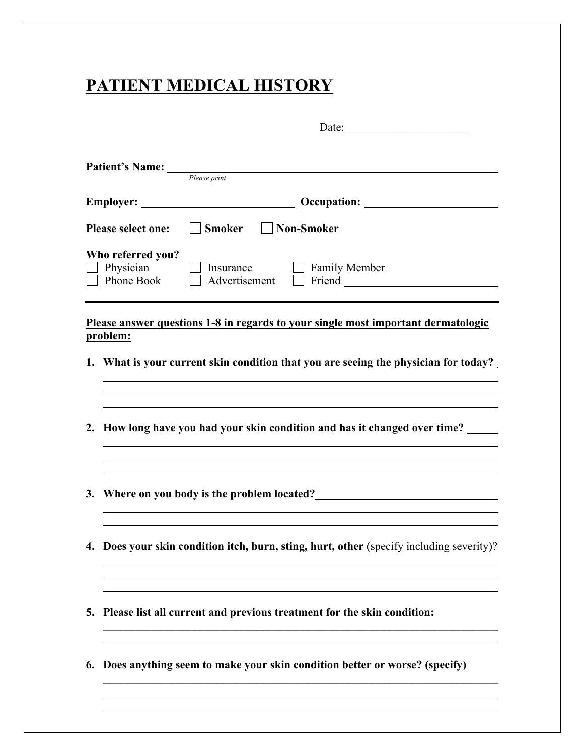# PATIENT MEDICAL HISTORY

Date: ____________________

**Patient's Name:** ________________________________________________

*Please print*

**Employer:** ________________________ **Occupation:** ____________________

**Please select one:** ☐ **Smoker** ☐ **Non-Smoker**

**Who referred you?**

☐ Physician ☐ Insurance ☐ Family Member

☐ Phone Book ☐ Advertisement ☐ Friend ____________________

---

**Please answer questions 1-8 in regards to your single most important dermatologic problem:**

1. **What is your current skin condition that you are seeing the physician for today?**

   ______________________________________________________________________

   ______________________________________________________________________

   ______________________________________________________________________

2. **How long have you had your skin condition and has it changed over time?** _____

   ______________________________________________________________________

   ______________________________________________________________________

   ______________________________________________________________________

3. **Where on you body is the problem located?** ____________________________

   ______________________________________________________________________

   ______________________________________________________________________

4. **Does your skin condition itch, burn, sting, hurt, other** (specify including severity)?

   ______________________________________________________________________

   ______________________________________________________________________

   ______________________________________________________________________

5. **Please list all current and previous treatment for the skin condition:**

   ______________________________________________________________________

   ______________________________________________________________________

6. **Does anything seem to make your skin condition better or worse? (specify)**

   ______________________________________________________________________

   ______________________________________________________________________

   ______________________________________________________________________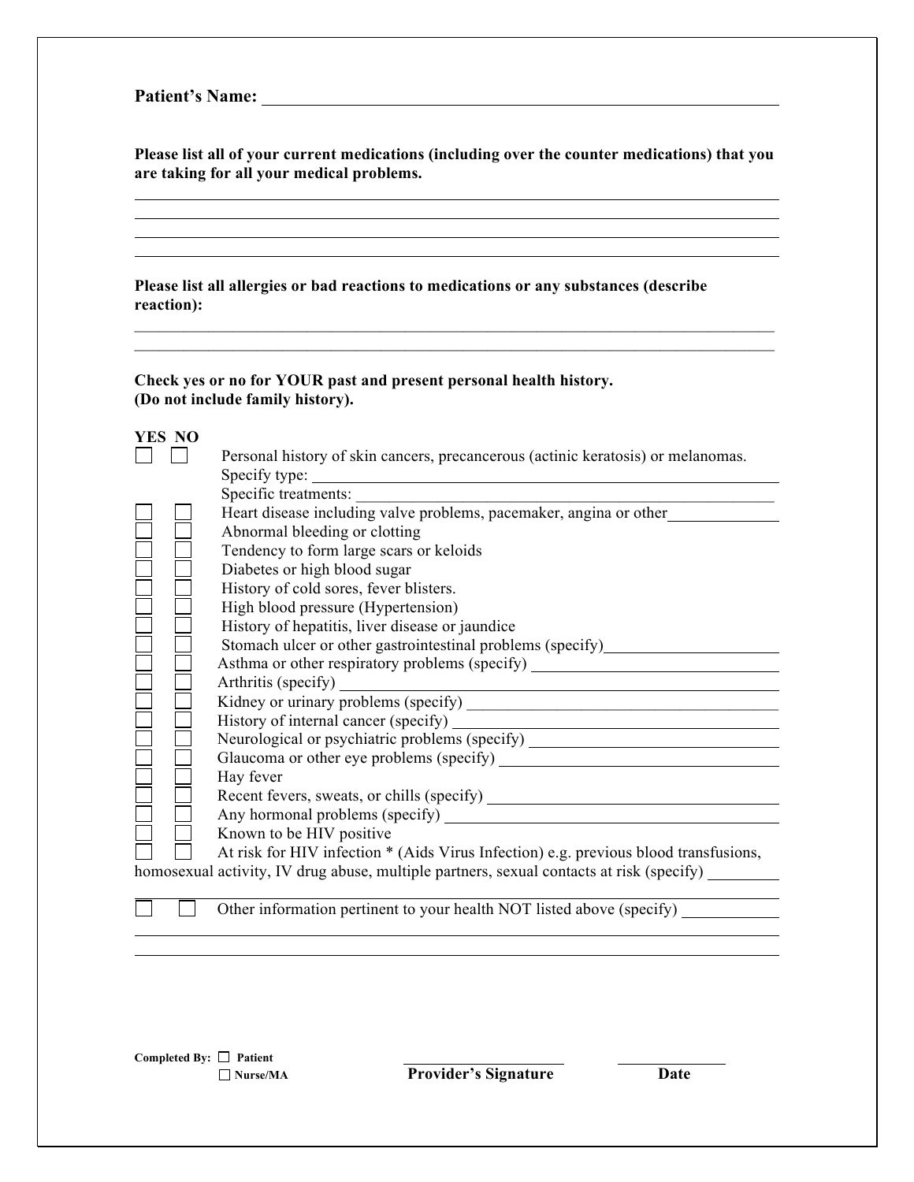**Patient's Name:** ______________________________________________

**Please list all of your current medications (including over the counter medications) that you are taking for all your medical problems.**

______________________________________________
______________________________________________
______________________________________________
______________________________________________

**Please list all allergies or bad reactions to medications or any substances (describe reaction):**

______________________________________________
______________________________________________

**Check yes or no for YOUR past and present personal health history.**
**(Do not include family history).**

| YES | NO | |
|---|---|---|
| ☐ | ☐ | Personal history of skin cancers, precancerous (actinic keratosis) or melanomas. Specify type: ____________ Specific treatments: ____________ |
| ☐ | ☐ | Heart disease including valve problems, pacemaker, angina or other ____________ |
| ☐ | ☐ | Abnormal bleeding or clotting |
| ☐ | ☐ | Tendency to form large scars or keloids |
| ☐ | ☐ | Diabetes or high blood sugar |
| ☐ | ☐ | History of cold sores, fever blisters. |
| ☐ | ☐ | High blood pressure (Hypertension) |
| ☐ | ☐ | History of hepatitis, liver disease or jaundice |
| ☐ | ☐ | Stomach ulcer or other gastrointestinal problems (specify) ____________ |
| ☐ | ☐ | Asthma or other respiratory problems (specify) ____________ |
| ☐ | ☐ | Arthritis (specify) ____________ |
| ☐ | ☐ | Kidney or urinary problems (specify) ____________ |
| ☐ | ☐ | History of internal cancer (specify) ____________ |
| ☐ | ☐ | Neurological or psychiatric problems (specify) ____________ |
| ☐ | ☐ | Glaucoma or other eye problems (specify) ____________ |
| ☐ | ☐ | Hay fever |
| ☐ | ☐ | Recent fevers, sweats, or chills (specify) ____________ |
| ☐ | ☐ | Any hormonal problems (specify) ____________ |
| ☐ | ☐ | Known to be HIV positive |
| ☐ | ☐ | At risk for HIV infection * (Aids Virus Infection) e.g. previous blood transfusions, homosexual activity, IV drug abuse, multiple partners, sexual contacts at risk (specify) ____________ |
| ☐ | ☐ | Other information pertinent to your health NOT listed above (specify) ____________ |

______________________________________________
______________________________________________

**Completed By:** ☐ **Patient**
☐ **Nurse/MA**

____________________ **Provider's Signature**

____________ **Date**